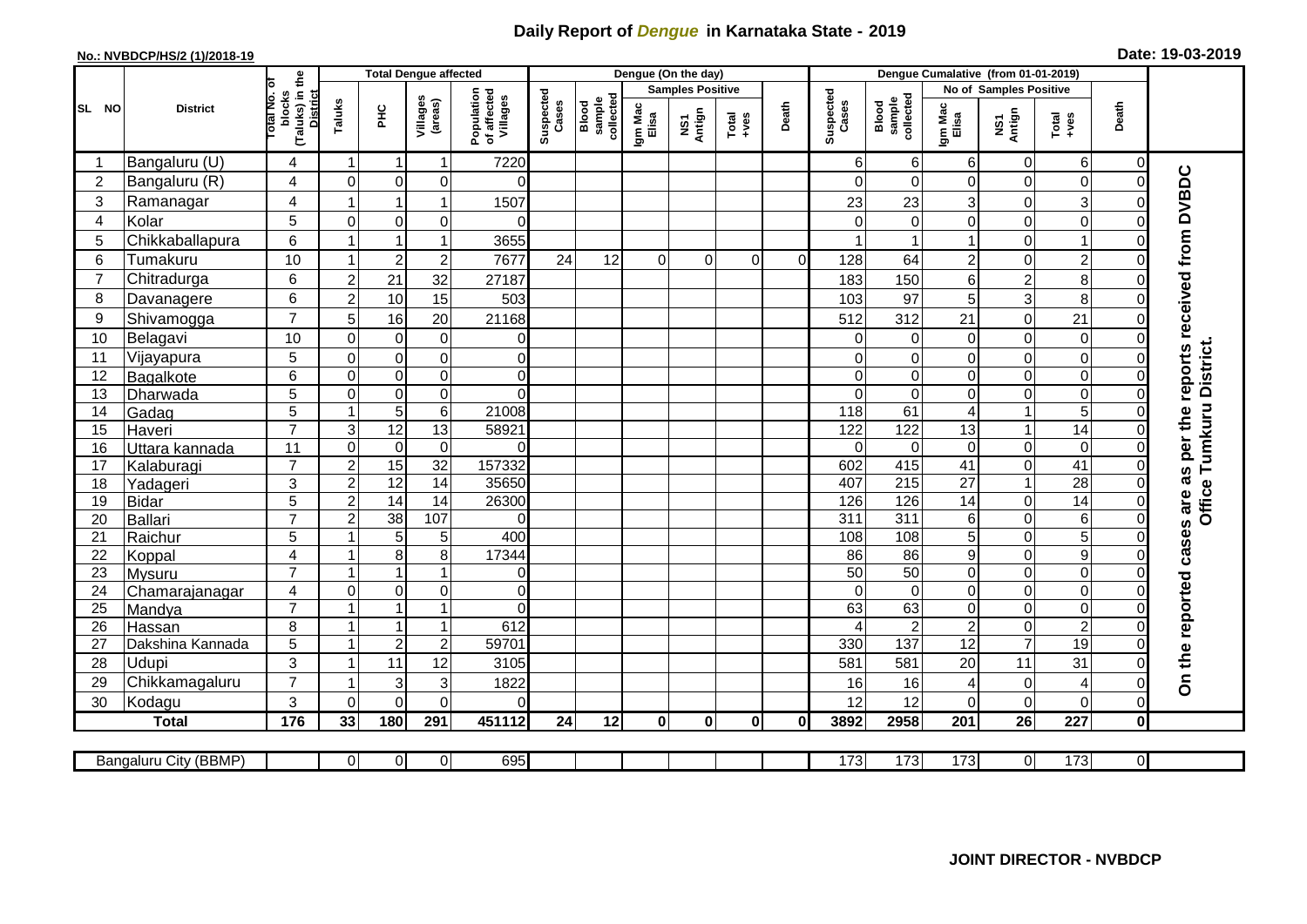# Daily Report of *Dengue* in Karnataka State - 2019

**No.: NVBDCP/HS/2 (1)/2018-19**

**Date: 19-03-2019**

| SL NO | District | Total No. of blocks (Taluks) in the District | Total Dengue affected | | | | Dengue (On the day) | | | | | | | Dengue Cumalative (from 01-01-2019) | | | | | | | |
|---|---|---|---|---|---|---|---|---|---|---|---|---|---|---|---|---|---|---|---|---|
| | | | Taluks | PHC | Villages (areas) | Population of affected Villages | Suspected Cases | Blood sample collected | Samples Positive | | | Death | Suspected Cases | Blood sample collected | No of Samples Positive | | | Death | |
| | | | | | | | | | Igm Mac Elisa | NS1 Antign | Total +ves | | | | Igm Mac Elisa | NS1 Antign | Total +ves | | |
| 1 | Bangaluru (U) | 4 | 1 | 1 | 1 | 7220 | | | | | | | 6 | 6 | 6 | 0 | 6 | 0 | On the reported cases are as per the reports received from DVBDC Office Tumkuru District. |
| 2 | Bangaluru (R) | 4 | 0 | 0 | 0 | 0 | | | | | | | 0 | 0 | 0 | 0 | 0 | 0 | |
| 3 | Ramanagar | 4 | 1 | 1 | 1 | 1507 | | | | | | | 23 | 23 | 3 | 0 | 3 | 0 | |
| 4 | Kolar | 5 | 0 | 0 | 0 | 0 | | | | | | | 0 | 0 | 0 | 0 | 0 | 0 | |
| 5 | Chikkaballapura | 6 | 1 | 1 | 1 | 3655 | | | | | | | 1 | 1 | 1 | 0 | 1 | 0 | |
| 6 | Tumakuru | 10 | 1 | 2 | 2 | 7677 | 24 | 12 | 0 | 0 | 0 | 0 | 128 | 64 | 2 | 0 | 2 | 0 | |
| 7 | Chitradurga | 6 | 2 | 21 | 32 | 27187 | | | | | | | 183 | 150 | 6 | 2 | 8 | 0 | |
| 8 | Davanagere | 6 | 2 | 10 | 15 | 503 | | | | | | | 103 | 97 | 5 | 3 | 8 | 0 | |
| 9 | Shivamogga | 7 | 5 | 16 | 20 | 21168 | | | | | | | 512 | 312 | 21 | 0 | 21 | 0 | |
| 10 | Belagavi | 10 | 0 | 0 | 0 | 0 | | | | | | | 0 | 0 | 0 | 0 | 0 | 0 | |
| 11 | Vijayapura | 5 | 0 | 0 | 0 | 0 | | | | | | | 0 | 0 | 0 | 0 | 0 | 0 | |
| 12 | Bagalkote | 6 | 0 | 0 | 0 | 0 | | | | | | | 0 | 0 | 0 | 0 | 0 | 0 | |
| 13 | Dharwada | 5 | 0 | 0 | 0 | 0 | | | | | | | 0 | 0 | 0 | 0 | 0 | 0 | |
| 14 | Gadag | 5 | 1 | 5 | 6 | 21008 | | | | | | | 118 | 61 | 4 | 1 | 5 | 0 | |
| 15 | Haveri | 7 | 3 | 12 | 13 | 58921 | | | | | | | 122 | 122 | 13 | 1 | 14 | 0 | |
| 16 | Uttara kannada | 11 | 0 | 0 | 0 | 0 | | | | | | | 0 | 0 | 0 | 0 | 0 | 0 | |
| 17 | Kalaburagi | 7 | 2 | 15 | 32 | 157332 | | | | | | | 602 | 415 | 41 | 0 | 41 | 0 | |
| 18 | Yadageri | 3 | 2 | 12 | 14 | 35650 | | | | | | | 407 | 215 | 27 | 1 | 28 | 0 | |
| 19 | Bidar | 5 | 2 | 14 | 14 | 26300 | | | | | | | 126 | 126 | 14 | 0 | 14 | 0 | |
| 20 | Ballari | 7 | 2 | 38 | 107 | 0 | | | | | | | 311 | 311 | 6 | 0 | 6 | 0 | |
| 21 | Raichur | 5 | 1 | 5 | 5 | 400 | | | | | | | 108 | 108 | 5 | 0 | 5 | 0 | |
| 22 | Koppal | 4 | 1 | 8 | 8 | 17344 | | | | | | | 86 | 86 | 9 | 0 | 9 | 0 | |
| 23 | Mysuru | 7 | 1 | 1 | 1 | 0 | | | | | | | 50 | 50 | 0 | 0 | 0 | 0 | |
| 24 | Chamarajanagar | 4 | 0 | 0 | 0 | 0 | | | | | | | 0 | 0 | 0 | 0 | 0 | 0 | |
| 25 | Mandya | 7 | 1 | 1 | 1 | 0 | | | | | | | 63 | 63 | 0 | 0 | 0 | 0 | |
| 26 | Hassan | 8 | 1 | 1 | 1 | 612 | | | | | | | 4 | 2 | 2 | 0 | 2 | 0 | |
| 27 | Dakshina Kannada | 5 | 1 | 2 | 2 | 59701 | | | | | | | 330 | 137 | 12 | 7 | 19 | 0 | |
| 28 | Udupi | 3 | 1 | 11 | 12 | 3105 | | | | | | | 581 | 581 | 20 | 11 | 31 | 0 | |
| 29 | Chikkamagaluru | 7 | 1 | 3 | 3 | 1822 | | | | | | | 16 | 16 | 4 | 0 | 4 | 0 | |
| 30 | Kodagu | 3 | 0 | 0 | 0 | 0 | | | | | | | 12 | 12 | 0 | 0 | 0 | 0 | |
| | **Total** | **176** | **33** | **180** | **291** | **451112** | **24** | **12** | **0** | **0** | **0** | **0** | **3892** | **2958** | **201** | **26** | **227** | **0** | |

| Bangaluru City (BBMP) | | 0 | 0 | 0 | 695 | | | | | | | 173 | 173 | 173 | 0 | 173 | 0 |
|---|---|---|---|---|---|---|---|---|---|---|---|---|---|---|---|---|---|

**JOINT DIRECTOR - NVBDCP**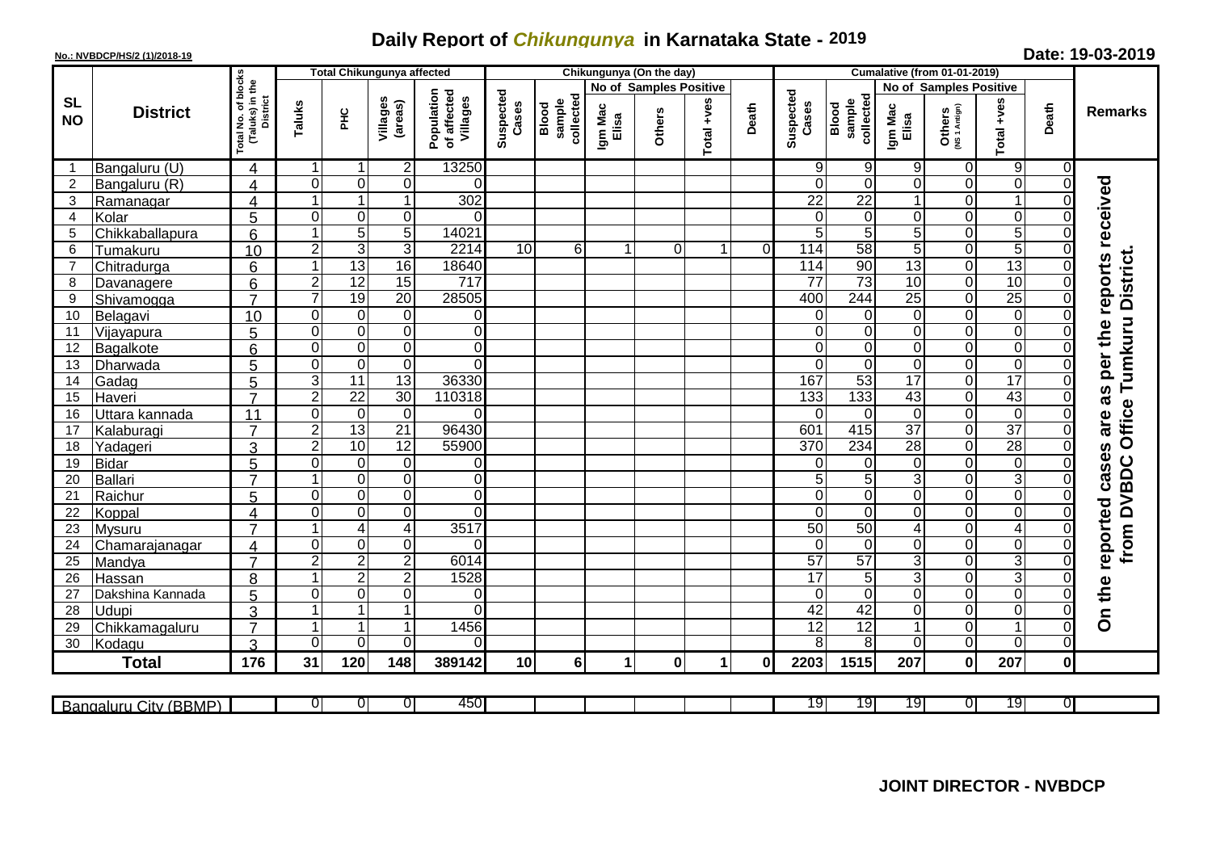# Daily Report of *Chikungunya* in Karnataka State - 2019

**No.: NVBDCP/HS/2 (1)/2018-19**

**Date: 19-03-2019**

| SL NO | District | Total No. of blocks (Taluks) in the District | Total Chikungunya affected | | | | Chikungunya (On the day) | | | | | | | Cumalative (from 01-01-2019) | | | | | | | Remarks |
|---|---|---|---|---|---|---|---|---|---|---|---|---|---|---|---|---|---|---|---|---|---|
| | | | Taluks | PHC | Villages (areas) | Population of affected Villages | Suspected Cases | Blood sample collected | No of Samples Positive | | | Death | Suspected Cases | Blood sample collected | No of Samples Positive | | | Death | |
| | | | | | | | | | Igm Mac Elisa | Others | Total +ves | | | | Igm Mac Elisa | Others (NS 1 Antign) | Total +ves | | |
| 1 | Bangaluru (U) | 4 | 1 | 1 | 2 | 13250 | | | | | | | 9 | 9 | 9 | 0 | 9 | 0 | On the reported cases are as per the reports received from DVBDC Office Tumkuru District. |
| 2 | Bangaluru (R) | 4 | 0 | 0 | 0 | 0 | | | | | | | 0 | 0 | 0 | 0 | 0 | 0 | |
| 3 | Ramanagar | 4 | 1 | 1 | 1 | 302 | | | | | | | 22 | 22 | 1 | 0 | 1 | 0 | |
| 4 | Kolar | 5 | 0 | 0 | 0 | 0 | | | | | | | 0 | 0 | 0 | 0 | 0 | 0 | |
| 5 | Chikkaballapura | 6 | 1 | 5 | 5 | 14021 | | | | | | | 5 | 5 | 5 | 0 | 5 | 0 | |
| 6 | Tumakuru | 10 | 2 | 3 | 3 | 2214 | 10 | 6 | 1 | 0 | 1 | 0 | 114 | 58 | 5 | 0 | 5 | 0 | |
| 7 | Chitradurga | 6 | 1 | 13 | 16 | 18640 | | | | | | | 114 | 90 | 13 | 0 | 13 | 0 | |
| 8 | Davanagere | 6 | 2 | 12 | 15 | 717 | | | | | | | 77 | 73 | 10 | 0 | 10 | 0 | |
| 9 | Shivamogga | 7 | 7 | 19 | 20 | 28505 | | | | | | | 400 | 244 | 25 | 0 | 25 | 0 | |
| 10 | Belagavi | 10 | 0 | 0 | 0 | 0 | | | | | | | 0 | 0 | 0 | 0 | 0 | 0 | |
| 11 | Vijayapura | 5 | 0 | 0 | 0 | 0 | | | | | | | 0 | 0 | 0 | 0 | 0 | 0 | |
| 12 | Bagalkote | 6 | 0 | 0 | 0 | 0 | | | | | | | 0 | 0 | 0 | 0 | 0 | 0 | |
| 13 | Dharwada | 5 | 0 | 0 | 0 | 0 | | | | | | | 0 | 0 | 0 | 0 | 0 | 0 | |
| 14 | Gadag | 5 | 3 | 11 | 13 | 36330 | | | | | | | 167 | 53 | 17 | 0 | 17 | 0 | |
| 15 | Haveri | 7 | 2 | 22 | 30 | 110318 | | | | | | | 133 | 133 | 43 | 0 | 43 | 0 | |
| 16 | Uttara kannada | 11 | 0 | 0 | 0 | 0 | | | | | | | 0 | 0 | 0 | 0 | 0 | 0 | |
| 17 | Kalaburagi | 7 | 2 | 13 | 21 | 96430 | | | | | | | 601 | 415 | 37 | 0 | 37 | 0 | |
| 18 | Yadageri | 3 | 2 | 10 | 12 | 55900 | | | | | | | 370 | 234 | 28 | 0 | 28 | 0 | |
| 19 | Bidar | 5 | 0 | 0 | 0 | 0 | | | | | | | 0 | 0 | 0 | 0 | 0 | 0 | |
| 20 | Ballari | 7 | 1 | 0 | 0 | 0 | | | | | | | 5 | 5 | 3 | 0 | 3 | 0 | |
| 21 | Raichur | 5 | 0 | 0 | 0 | 0 | | | | | | | 0 | 0 | 0 | 0 | 0 | 0 | |
| 22 | Koppal | 4 | 0 | 0 | 0 | 0 | | | | | | | 0 | 0 | 0 | 0 | 0 | 0 | |
| 23 | Mysuru | 7 | 1 | 4 | 4 | 3517 | | | | | | | 50 | 50 | 4 | 0 | 4 | 0 | |
| 24 | Chamarajanagar | 4 | 0 | 0 | 0 | 0 | | | | | | | 0 | 0 | 0 | 0 | 0 | 0 | |
| 25 | Mandya | 7 | 2 | 2 | 2 | 6014 | | | | | | | 57 | 57 | 3 | 0 | 3 | 0 | |
| 26 | Hassan | 8 | 1 | 2 | 2 | 1528 | | | | | | | 17 | 5 | 3 | 0 | 3 | 0 | |
| 27 | Dakshina Kannada | 5 | 0 | 0 | 0 | 0 | | | | | | | 0 | 0 | 0 | 0 | 0 | 0 | |
| 28 | Udupi | 3 | 1 | 1 | 1 | 0 | | | | | | | 42 | 42 | 0 | 0 | 0 | 0 | |
| 29 | Chikkamagaluru | 7 | 1 | 1 | 1 | 1456 | | | | | | | 12 | 12 | 1 | 0 | 1 | 0 | |
| 30 | Kodagu | 3 | 0 | 0 | 0 | 0 | | | | | | | 8 | 8 | 0 | 0 | 0 | 0 | |
| **Total** | | **176** | **31** | **120** | **148** | **389142** | **10** | **6** | **1** | **0** | **1** | **0** | **2203** | **1515** | **207** | **0** | **207** | **0** | |

| | | | | | | | | | | | | | | | | | | | |
|---|---|---|---|---|---|---|---|---|---|---|---|---|---|---|---|---|---|---|---|
| Bangaluru City (BBMP) | | 0 | 0 | 0 | 450 | | | | | | | 19 | 19 | 19 | 0 | 19 | 0 | |

**JOINT DIRECTOR - NVBDCP**